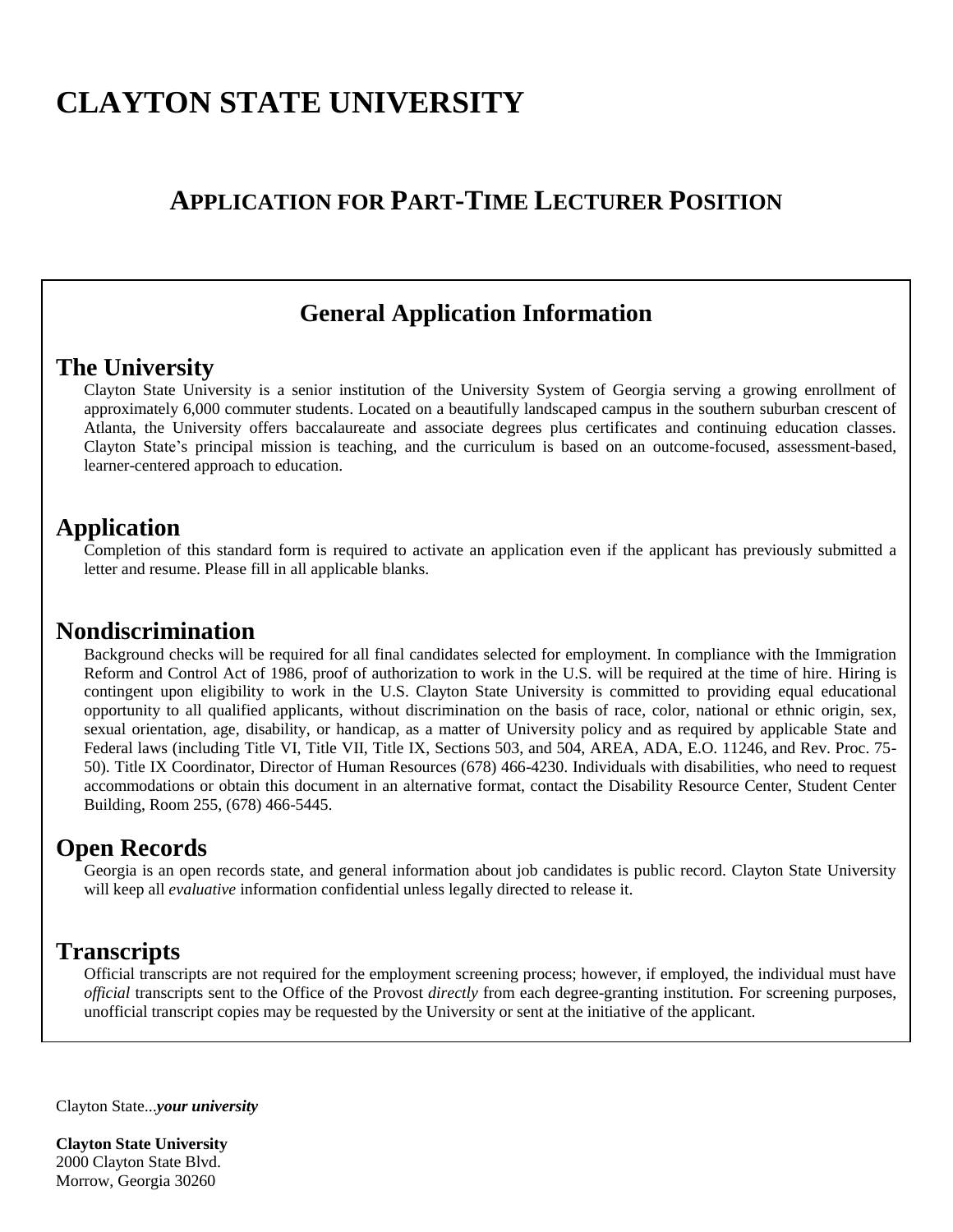# CLAYTON STATE UNIVERSITY

## APPLICATION FOR PART-TIME LECTURER POSITION

### General Application Information

### The University

Clayton State University is a senior institution of the University System of Georgia serving a growing enrollment of approximately 6,000 commuter students. Located on a beautifully landscaped campus in the southern suburban crescent of Atlanta, the University offers baccalaureate and associate degrees plus certificates and continuing education classes. Clayton State's principal mission is teaching, and the curriculum is based on an outcome-focused, assessment-based, learner-centered approach to education.

### Application

Completion of this standard form is required to activate an application even if the applicant has previously submitted a letter and resume. Please fill in all applicable blanks.

### Nondiscrimination

Background checks will be required for all final candidates selected for employment. In compliance with the Immigration Reform and Control Act of 1986, proof of authorization to work in the U.S. will be required at the time of hire. Hiring is contingent upon eligibility to work in the U.S. Clayton State University is committed to providing equal educational opportunity to all qualified applicants, without discrimination on the basis of race, color, national or ethnic origin, sex, sexual orientation, age, disability, or handicap, as a matter of University policy and as required by applicable State and Federal laws (including Title VI, Title VII, Title IX, Sections 503, and 504, AREA, ADA, E.O. 11246, and Rev. Proc. 75-50). Title IX Coordinator, Director of Human Resources (678) 466-4230. Individuals with disabilities, who need to request accommodations or obtain this document in an alternative format, contact the Disability Resource Center, Student Center Building, Room 255, (678) 466-5445.

### Open Records

Georgia is an open records state, and general information about job candidates is public record. Clayton State University will keep all *evaluative* information confidential unless legally directed to release it.

### Transcripts

Official transcripts are not required for the employment screening process; however, if employed, the individual must have *official* transcripts sent to the Office of the Provost *directly* from each degree-granting institution. For screening purposes, unofficial transcript copies may be requested by the University or sent at the initiative of the applicant.

Clayton State...***your university***

**Clayton State University**
2000 Clayton State Blvd.
Morrow, Georgia 30260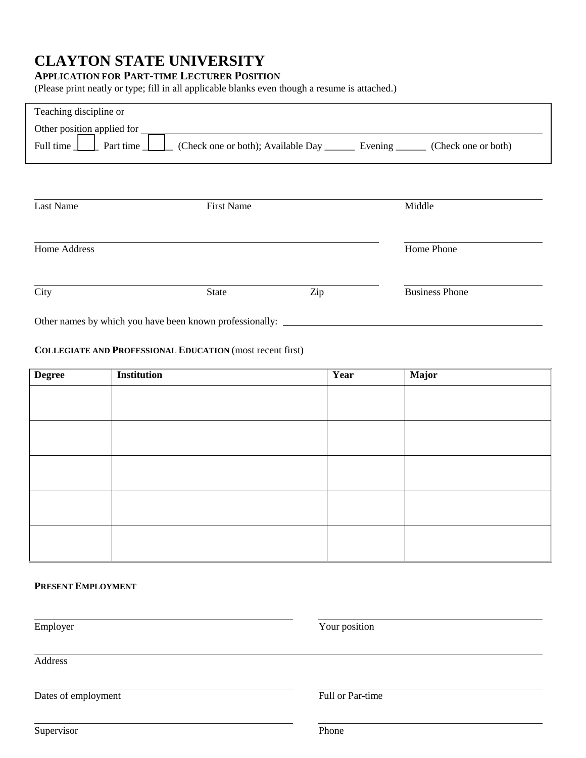# CLAYTON STATE UNIVERSITY

**APPLICATION FOR PART-TIME LECTURER POSITION**

(Please print neatly or type; fill in all applicable blanks even though a resume is attached.)

Teaching discipline or

Other position applied for ____________________________________________

Full time ☐ Part time ☐ (Check one or both); Available Day ______ Evening ______ (Check one or both)

| Last Name | First Name | Middle |
|---|---|---|

| Home Address | Home Phone |
|---|---|

| City | State | Zip | Business Phone |
|---|---|---|---|

Other names by which you have been known professionally: ____________________________________________

**COLLEGIATE AND PROFESSIONAL EDUCATION** (most recent first)

| Degree | Institution | Year | Major |
|---|---|---|---|
| | | | |
| | | | |
| | | | |
| | | | |
| | | | |

**PRESENT EMPLOYMENT**

| Employer | Your position |
|---|---|

Address

| Dates of employment | Full or Par-time |
|---|---|

| Supervisor | Phone |
|---|---|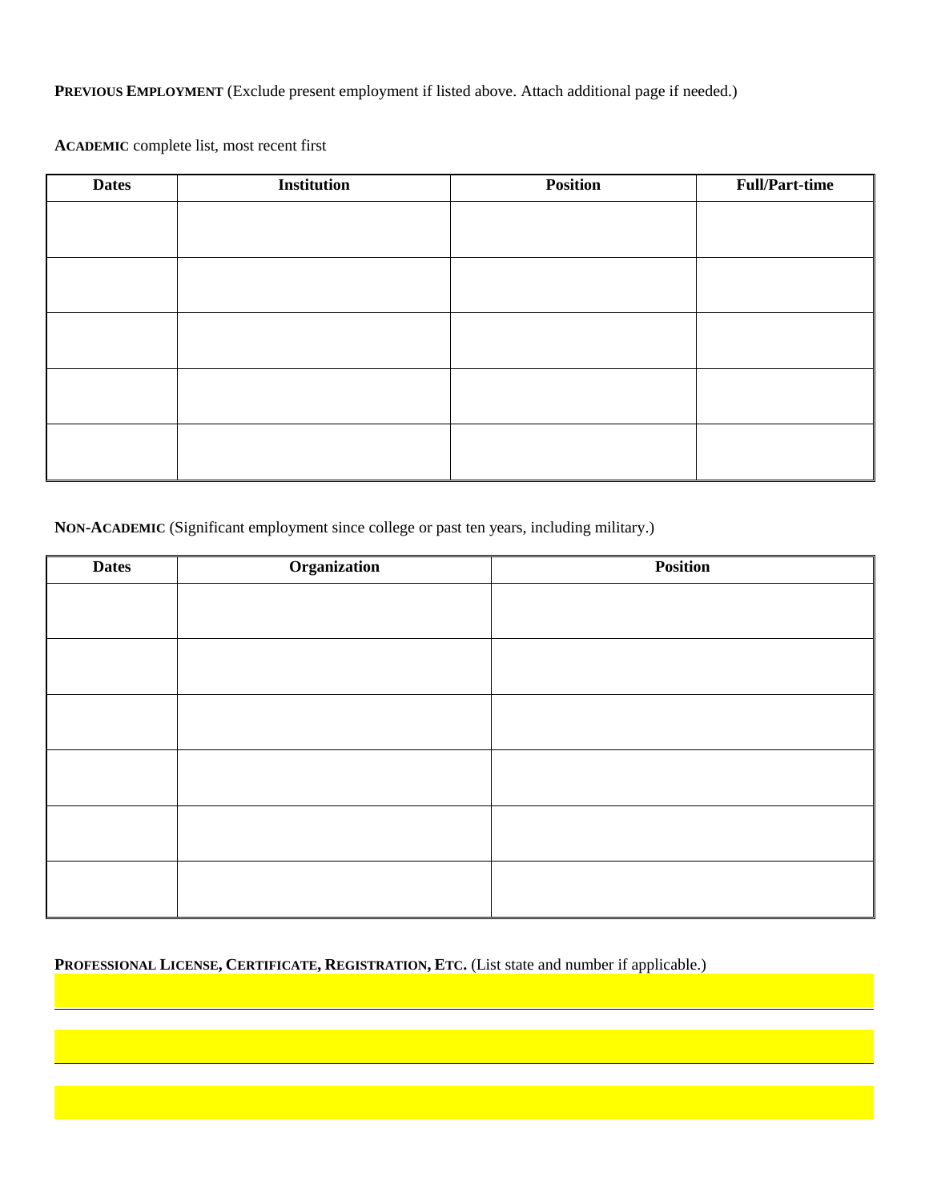**PREVIOUS EMPLOYMENT** (Exclude present employment if listed above. Attach additional page if needed.)

**ACADEMIC** complete list, most recent first

| Dates | Institution | Position | Full/Part-time |
|---|---|---|---|
| | | | |
| | | | |
| | | | |
| | | | |
| | | | |

**NON-ACADEMIC** (Significant employment since college or past ten years, including military.)

| Dates | Organization | Position |
|---|---|---|
| | | |
| | | |
| | | |
| | | |
| | | |
| | | |

**PROFESSIONAL LICENSE, CERTIFICATE, REGISTRATION, ETC.** (List state and number if applicable.)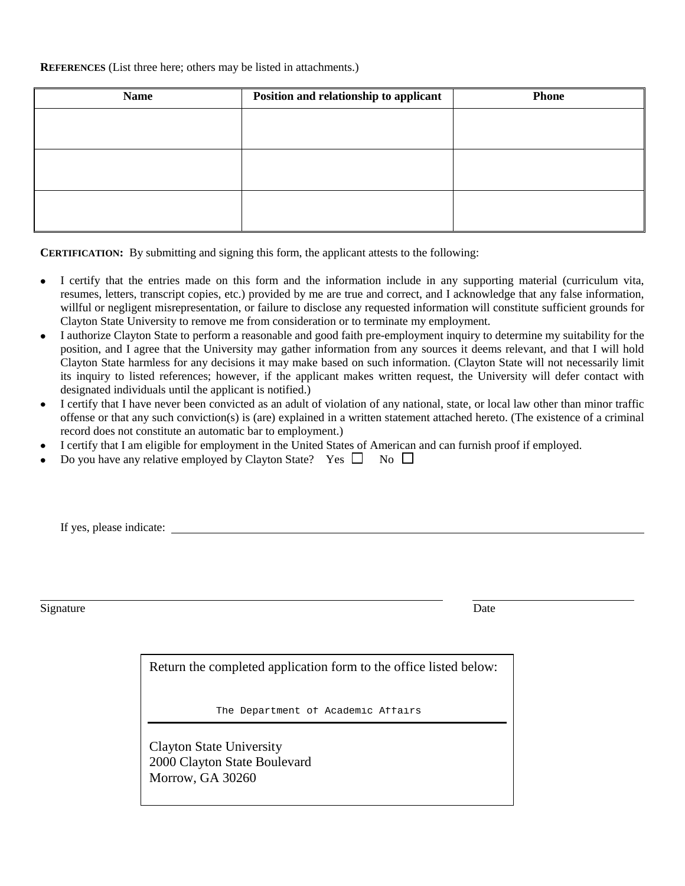**REFERENCES** (List three here; others may be listed in attachments.)

| Name | Position and relationship to applicant | Phone |
|---|---|---|
| | | |
| | | |
| | | |

**CERTIFICATION:** By submitting and signing this form, the applicant attests to the following:

- I certify that the entries made on this form and the information include in any supporting material (curriculum vita, resumes, letters, transcript copies, etc.) provided by me are true and correct, and I acknowledge that any false information, willful or negligent misrepresentation, or failure to disclose any requested information will constitute sufficient grounds for Clayton State University to remove me from consideration or to terminate my employment.
- I authorize Clayton State to perform a reasonable and good faith pre-employment inquiry to determine my suitability for the position, and I agree that the University may gather information from any sources it deems relevant, and that I will hold Clayton State harmless for any decisions it may make based on such information. (Clayton State will not necessarily limit its inquiry to listed references; however, if the applicant makes written request, the University will defer contact with designated individuals until the applicant is notified.)
- I certify that I have never been convicted as an adult of violation of any national, state, or local law other than minor traffic offense or that any such conviction(s) is (are) explained in a written statement attached hereto. (The existence of a criminal record does not constitute an automatic bar to employment.)
- I certify that I am eligible for employment in the United States of American and can furnish proof if employed.
- Do you have any relative employed by Clayton State? Yes ☐ No ☐

If yes, please indicate: ______________________________

______________________________ ______________

Signature Date

Return the completed application form to the office listed below:

The Department of Academic Affairs

Clayton State University
2000 Clayton State Boulevard
Morrow, GA 30260